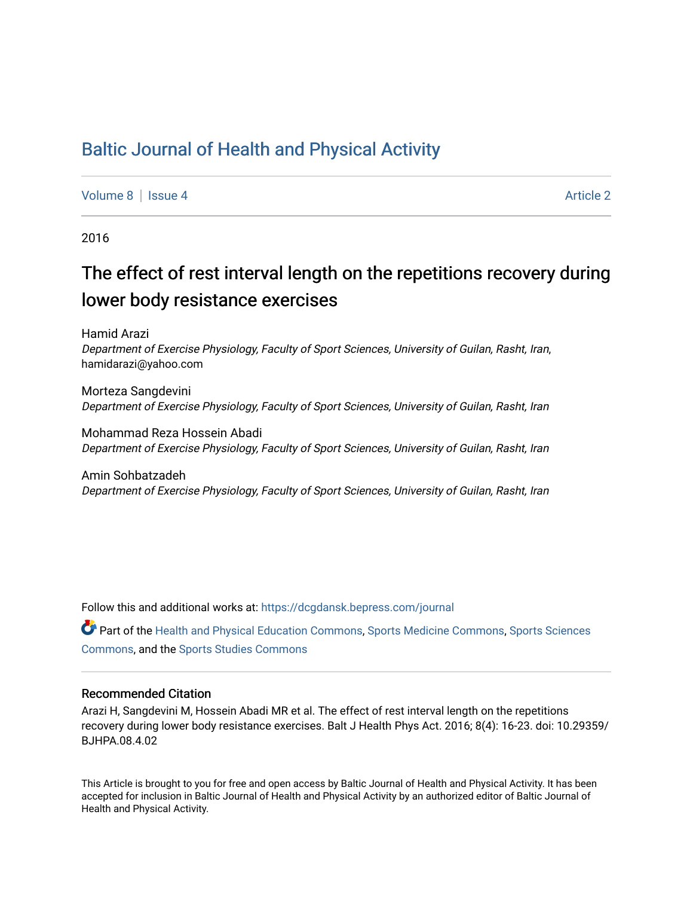# Baltic Journal of Health and Physical Activity

Volume 8 | Issue 4 Article 2

2016

## The effect of rest interval length on the repetitions recovery during lower body resistance exercises

Hamid Arazi
*Department of Exercise Physiology, Faculty of Sport Sciences, University of Guilan, Rasht, Iran*, hamidarazi@yahoo.com

Morteza Sangdevini
*Department of Exercise Physiology, Faculty of Sport Sciences, University of Guilan, Rasht, Iran*

Mohammad Reza Hossein Abadi
*Department of Exercise Physiology, Faculty of Sport Sciences, University of Guilan, Rasht, Iran*

Amin Sohbatzadeh
*Department of Exercise Physiology, Faculty of Sport Sciences, University of Guilan, Rasht, Iran*

Follow this and additional works at: https://dcgdansk.bepress.com/journal

Part of the Health and Physical Education Commons, Sports Medicine Commons, Sports Sciences Commons, and the Sports Studies Commons

### Recommended Citation

Arazi H, Sangdevini M, Hossein Abadi MR et al. The effect of rest interval length on the repetitions recovery during lower body resistance exercises. Balt J Health Phys Act. 2016; 8(4): 16-23. doi: 10.29359/BJHPA.08.4.02

This Article is brought to you for free and open access by Baltic Journal of Health and Physical Activity. It has been accepted for inclusion in Baltic Journal of Health and Physical Activity by an authorized editor of Baltic Journal of Health and Physical Activity.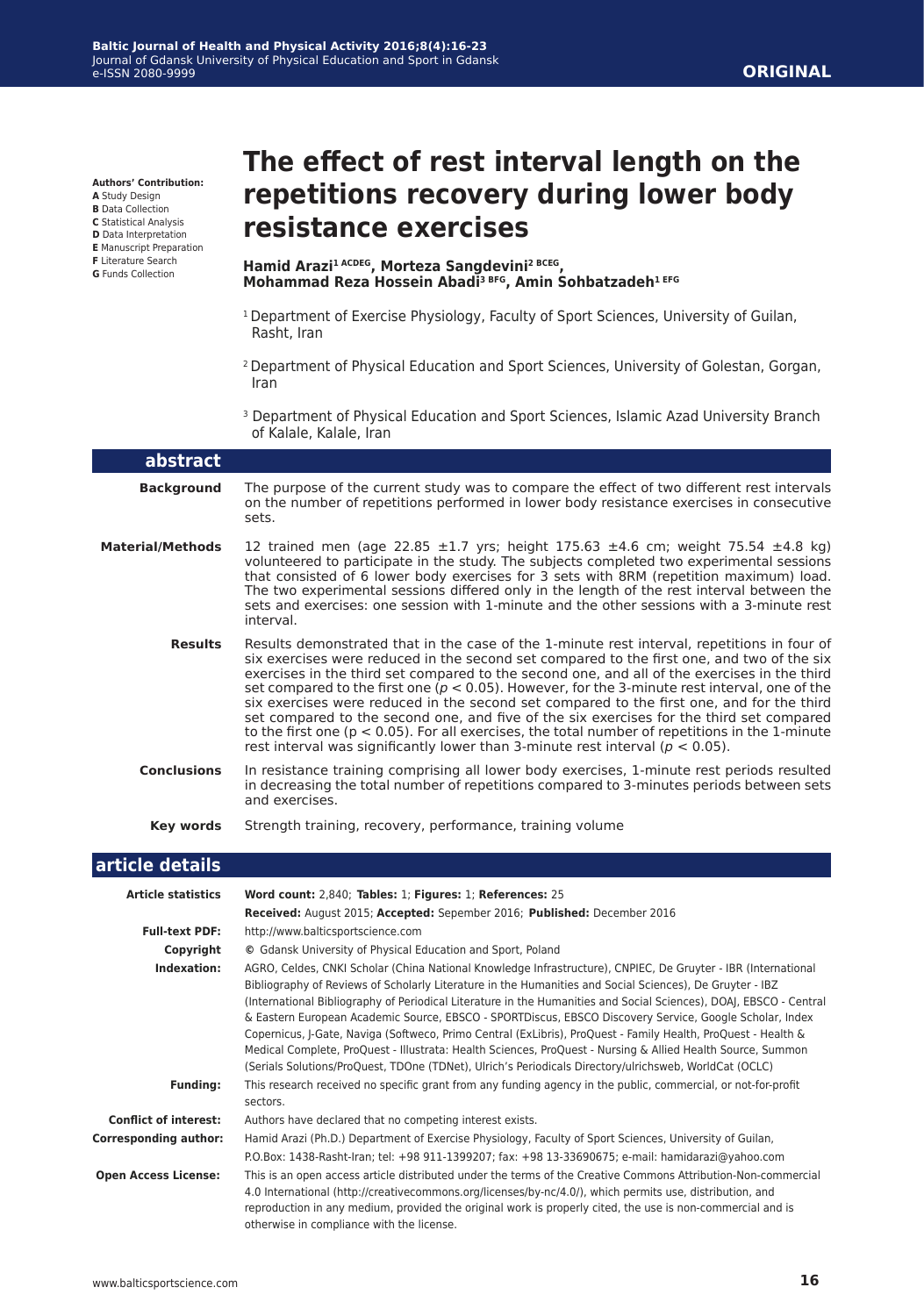**Authors' Contribution:**
**A** Study Design
**B** Data Collection
**C** Statistical Analysis
**D** Data Interpretation
**E** Manuscript Preparation
**F** Literature Search
**G** Funds Collection

# The effect of rest interval length on the repetitions recovery during lower body resistance exercises

**Hamid Arazi[1 ACDEG], Morteza Sangdevini[2 BCEG], Mohammad Reza Hossein Abadi[3 BFG], Amin Sohbatzadeh[1 EFG]**

[1] Department of Exercise Physiology, Faculty of Sport Sciences, University of Guilan, Rasht, Iran

[2] Department of Physical Education and Sport Sciences, University of Golestan, Gorgan, Iran

[3] Department of Physical Education and Sport Sciences, Islamic Azad University Branch of Kalale, Kalale, Iran

## abstract

**Background**
The purpose of the current study was to compare the effect of two different rest intervals on the number of repetitions performed in lower body resistance exercises in consecutive sets.

**Material/Methods**
12 trained men (age 22.85 ±1.7 yrs; height 175.63 ±4.6 cm; weight 75.54 ±4.8 kg) volunteered to participate in the study. The subjects completed two experimental sessions that consisted of 6 lower body exercises for 3 sets with 8RM (repetition maximum) load. The two experimental sessions differed only in the length of the rest interval between the sets and exercises: one session with 1-minute and the other sessions with a 3-minute rest interval.

**Results**
Results demonstrated that in the case of the 1-minute rest interval, repetitions in four of six exercises were reduced in the second set compared to the first one, and two of the six exercises in the third set compared to the second one, and all of the exercises in the third set compared to the first one ($p < 0.05$). However, for the 3-minute rest interval, one of the six exercises were reduced in the second set compared to the first one, and for the third set compared to the second one, and five of the six exercises for the third set compared to the first one ($p < 0.05$). For all exercises, the total number of repetitions in the 1-minute rest interval was significantly lower than 3-minute rest interval ($p < 0.05$).

**Conclusions**
In resistance training comprising all lower body exercises, 1-minute rest periods resulted in decreasing the total number of repetitions compared to 3-minutes periods between sets and exercises.

**Key words**
Strength training, recovery, performance, training volume

## article details

**Article statistics**
**Word count:** 2,840; **Tables:** 1; **Figures:** 1; **References:** 25
**Received:** August 2015; **Accepted:** Sepember 2016; **Published:** December 2016

**Full-text PDF:** http://www.balticsportscience.com

**Copyright** © Gdansk University of Physical Education and Sport, Poland

**Indexation:** AGRO, Celdes, CNKI Scholar (China National Knowledge Infrastructure), CNPIEC, De Gruyter - IBR (International Bibliography of Reviews of Scholarly Literature in the Humanities and Social Sciences), De Gruyter - IBZ (International Bibliography of Periodical Literature in the Humanities and Social Sciences), DOAJ, EBSCO - Central & Eastern European Academic Source, EBSCO - SPORTDiscus, EBSCO Discovery Service, Google Scholar, Index Copernicus, J-Gate, Naviga (Softweco, Primo Central (ExLibris), ProQuest - Family Health, ProQuest - Health & Medical Complete, ProQuest - Illustrata: Health Sciences, ProQuest - Nursing & Allied Health Source, Summon (Serials Solutions/ProQuest, TDOne (TDNet), Ulrich's Periodicals Directory/ulrichsweb, WorldCat (OCLC)

**Funding:** This research received no specific grant from any funding agency in the public, commercial, or not-for-profit sectors.

**Conflict of interest:** Authors have declared that no competing interest exists.

**Corresponding author:** Hamid Arazi (Ph.D.) Department of Exercise Physiology, Faculty of Sport Sciences, University of Guilan, P.O.Box: 1438-Rasht-Iran; tel: +98 911-1399207; fax: +98 13-33690675; e-mail: hamidarazi@yahoo.com

**Open Access License:** This is an open access article distributed under the terms of the Creative Commons Attribution-Non-commercial 4.0 International (http://creativecommons.org/licenses/by-nc/4.0/), which permits use, distribution, and reproduction in any medium, provided the original work is properly cited, the use is non-commercial and is otherwise in compliance with the license.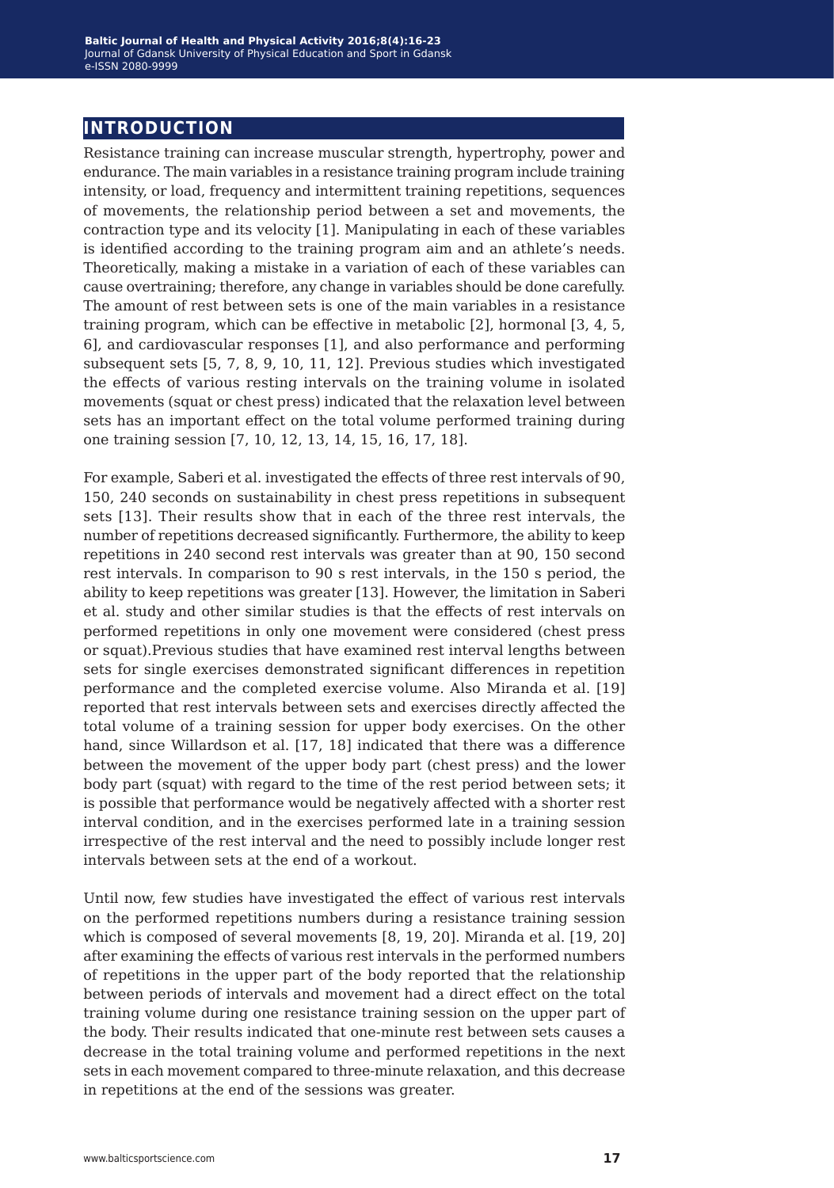## INTRODUCTION

Resistance training can increase muscular strength, hypertrophy, power and endurance. The main variables in a resistance training program include training intensity, or load, frequency and intermittent training repetitions, sequences of movements, the relationship period between a set and movements, the contraction type and its velocity [1]. Manipulating in each of these variables is identified according to the training program aim and an athlete's needs. Theoretically, making a mistake in a variation of each of these variables can cause overtraining; therefore, any change in variables should be done carefully. The amount of rest between sets is one of the main variables in a resistance training program, which can be effective in metabolic [2], hormonal [3, 4, 5, 6], and cardiovascular responses [1], and also performance and performing subsequent sets [5, 7, 8, 9, 10, 11, 12]. Previous studies which investigated the effects of various resting intervals on the training volume in isolated movements (squat or chest press) indicated that the relaxation level between sets has an important effect on the total volume performed training during one training session [7, 10, 12, 13, 14, 15, 16, 17, 18].

For example, Saberi et al. investigated the effects of three rest intervals of 90, 150, 240 seconds on sustainability in chest press repetitions in subsequent sets [13]. Their results show that in each of the three rest intervals, the number of repetitions decreased significantly. Furthermore, the ability to keep repetitions in 240 second rest intervals was greater than at 90, 150 second rest intervals. In comparison to 90 s rest intervals, in the 150 s period, the ability to keep repetitions was greater [13]. However, the limitation in Saberi et al. study and other similar studies is that the effects of rest intervals on performed repetitions in only one movement were considered (chest press or squat).Previous studies that have examined rest interval lengths between sets for single exercises demonstrated significant differences in repetition performance and the completed exercise volume. Also Miranda et al. [19] reported that rest intervals between sets and exercises directly affected the total volume of a training session for upper body exercises. On the other hand, since Willardson et al. [17, 18] indicated that there was a difference between the movement of the upper body part (chest press) and the lower body part (squat) with regard to the time of the rest period between sets; it is possible that performance would be negatively affected with a shorter rest interval condition, and in the exercises performed late in a training session irrespective of the rest interval and the need to possibly include longer rest intervals between sets at the end of a workout.

Until now, few studies have investigated the effect of various rest intervals on the performed repetitions numbers during a resistance training session which is composed of several movements [8, 19, 20]. Miranda et al. [19, 20] after examining the effects of various rest intervals in the performed numbers of repetitions in the upper part of the body reported that the relationship between periods of intervals and movement had a direct effect on the total training volume during one resistance training session on the upper part of the body. Their results indicated that one-minute rest between sets causes a decrease in the total training volume and performed repetitions in the next sets in each movement compared to three-minute relaxation, and this decrease in repetitions at the end of the sessions was greater.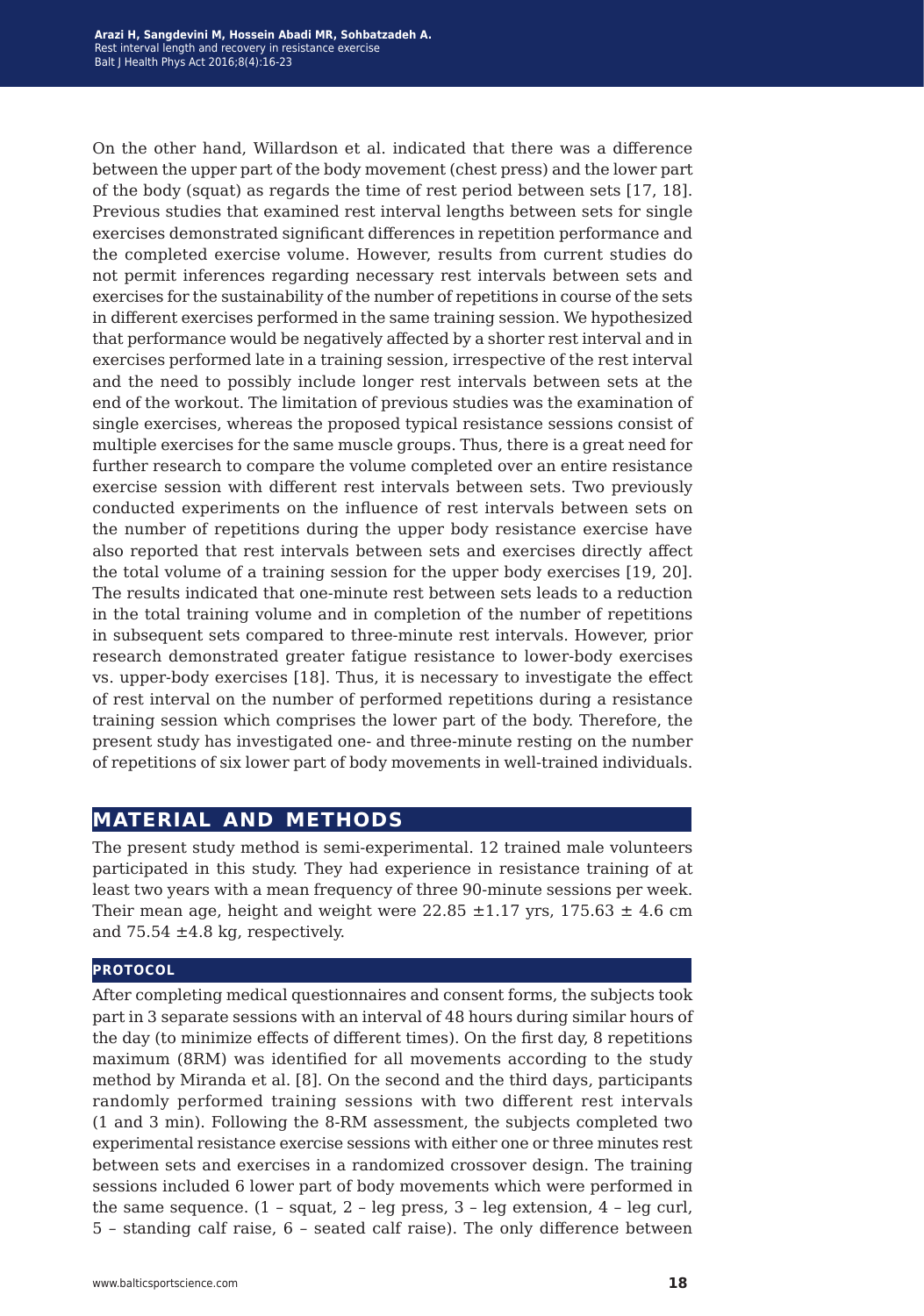On the other hand, Willardson et al. indicated that there was a difference between the upper part of the body movement (chest press) and the lower part of the body (squat) as regards the time of rest period between sets [17, 18]. Previous studies that examined rest interval lengths between sets for single exercises demonstrated significant differences in repetition performance and the completed exercise volume. However, results from current studies do not permit inferences regarding necessary rest intervals between sets and exercises for the sustainability of the number of repetitions in course of the sets in different exercises performed in the same training session. We hypothesized that performance would be negatively affected by a shorter rest interval and in exercises performed late in a training session, irrespective of the rest interval and the need to possibly include longer rest intervals between sets at the end of the workout. The limitation of previous studies was the examination of single exercises, whereas the proposed typical resistance sessions consist of multiple exercises for the same muscle groups. Thus, there is a great need for further research to compare the volume completed over an entire resistance exercise session with different rest intervals between sets. Two previously conducted experiments on the influence of rest intervals between sets on the number of repetitions during the upper body resistance exercise have also reported that rest intervals between sets and exercises directly affect the total volume of a training session for the upper body exercises [19, 20]. The results indicated that one-minute rest between sets leads to a reduction in the total training volume and in completion of the number of repetitions in subsequent sets compared to three-minute rest intervals. However, prior research demonstrated greater fatigue resistance to lower-body exercises vs. upper-body exercises [18]. Thus, it is necessary to investigate the effect of rest interval on the number of performed repetitions during a resistance training session which comprises the lower part of the body. Therefore, the present study has investigated one- and three-minute resting on the number of repetitions of six lower part of body movements in well-trained individuals.

## MATERIAL AND METHODS

The present study method is semi-experimental. 12 trained male volunteers participated in this study. They had experience in resistance training of at least two years with a mean frequency of three 90-minute sessions per week. Their mean age, height and weight were 22.85 ±1.17 yrs, 175.63 ± 4.6 cm and 75.54 ±4.8 kg, respectively.

### PROTOCOL

After completing medical questionnaires and consent forms, the subjects took part in 3 separate sessions with an interval of 48 hours during similar hours of the day (to minimize effects of different times). On the first day, 8 repetitions maximum (8RM) was identified for all movements according to the study method by Miranda et al. [8]. On the second and the third days, participants randomly performed training sessions with two different rest intervals (1 and 3 min). Following the 8-RM assessment, the subjects completed two experimental resistance exercise sessions with either one or three minutes rest between sets and exercises in a randomized crossover design. The training sessions included 6 lower part of body movements which were performed in the same sequence. (1 – squat, 2 – leg press, 3 – leg extension, 4 – leg curl, 5 – standing calf raise, 6 – seated calf raise). The only difference between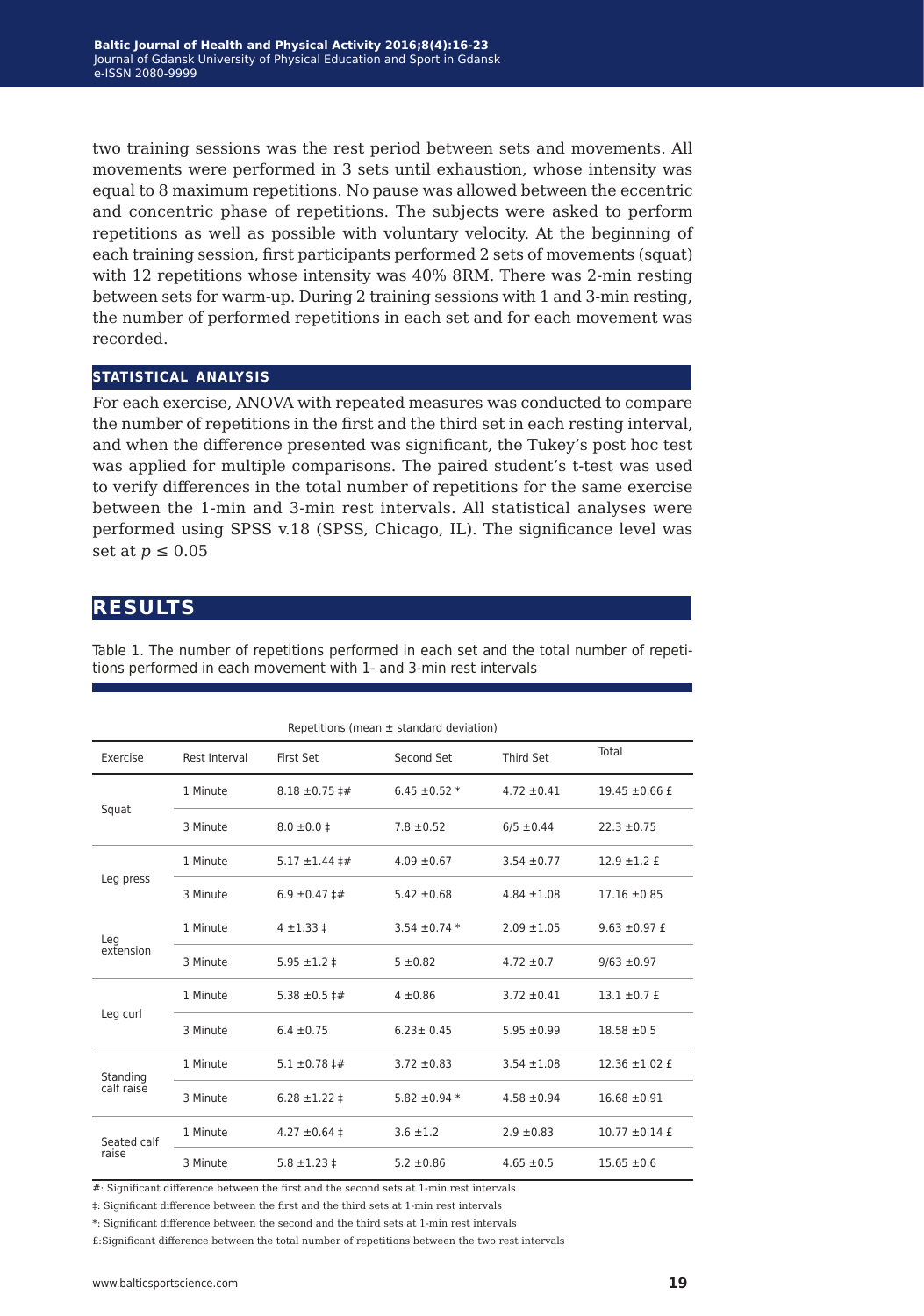two training sessions was the rest period between sets and movements. All movements were performed in 3 sets until exhaustion, whose intensity was equal to 8 maximum repetitions. No pause was allowed between the eccentric and concentric phase of repetitions. The subjects were asked to perform repetitions as well as possible with voluntary velocity. At the beginning of each training session, first participants performed 2 sets of movements (squat) with 12 repetitions whose intensity was 40% 8RM. There was 2-min resting between sets for warm-up. During 2 training sessions with 1 and 3-min resting, the number of performed repetitions in each set and for each movement was recorded.

## STATISTICAL ANALYSIS

For each exercise, ANOVA with repeated measures was conducted to compare the number of repetitions in the first and the third set in each resting interval, and when the difference presented was significant, the Tukey's post hoc test was applied for multiple comparisons. The paired student's t-test was used to verify differences in the total number of repetitions for the same exercise between the 1-min and 3-min rest intervals. All statistical analyses were performed using SPSS v.18 (SPSS, Chicago, IL). The significance level was set at $p \leq 0.05$

# RESULTS

Table 1. The number of repetitions performed in each set and the total number of repetitions performed in each movement with 1- and 3-min rest intervals

| | | Repetitions (mean ± standard deviation) | | | |
|---|---|---|---|---|---|
| Exercise | Rest Interval | First Set | Second Set | Third Set | Total |
| Squat | 1 Minute | 8.18 ±0.75 ‡# | 6.45 ±0.52 * | 4.72 ±0.41 | 19.45 ±0.66 £ |
| | 3 Minute | 8.0 ±0.0 ‡ | 7.8 ±0.52 | 6/5 ±0.44 | 22.3 ±0.75 |
| Leg press | 1 Minute | 5.17 ±1.44 ‡# | 4.09 ±0.67 | 3.54 ±0.77 | 12.9 ±1.2 £ |
| | 3 Minute | 6.9 ±0.47 ‡# | 5.42 ±0.68 | 4.84 ±1.08 | 17.16 ±0.85 |
| Leg extension | 1 Minute | 4 ±1.33 ‡ | 3.54 ±0.74 * | 2.09 ±1.05 | 9.63 ±0.97 £ |
| | 3 Minute | 5.95 ±1.2 ‡ | 5 ±0.82 | 4.72 ±0.7 | 9/63 ±0.97 |
| Leg curl | 1 Minute | 5.38 ±0.5 ‡# | 4 ±0.86 | 3.72 ±0.41 | 13.1 ±0.7 £ |
| | 3 Minute | 6.4 ±0.75 | 6.23± 0.45 | 5.95 ±0.99 | 18.58 ±0.5 |
| Standing calf raise | 1 Minute | 5.1 ±0.78 ‡# | 3.72 ±0.83 | 3.54 ±1.08 | 12.36 ±1.02 £ |
| | 3 Minute | 6.28 ±1.22 ‡ | 5.82 ±0.94 * | 4.58 ±0.94 | 16.68 ±0.91 |
| Seated calf raise | 1 Minute | 4.27 ±0.64 ‡ | 3.6 ±1.2 | 2.9 ±0.83 | 10.77 ±0.14 £ |
| | 3 Minute | 5.8 ±1.23 ‡ | 5.2 ±0.86 | 4.65 ±0.5 | 15.65 ±0.6 |

#: Significant difference between the first and the second sets at 1-min rest intervals

‡: Significant difference between the first and the third sets at 1-min rest intervals

*: Significant difference between the second and the third sets at 1-min rest intervals

£:Significant difference between the total number of repetitions between the two rest intervals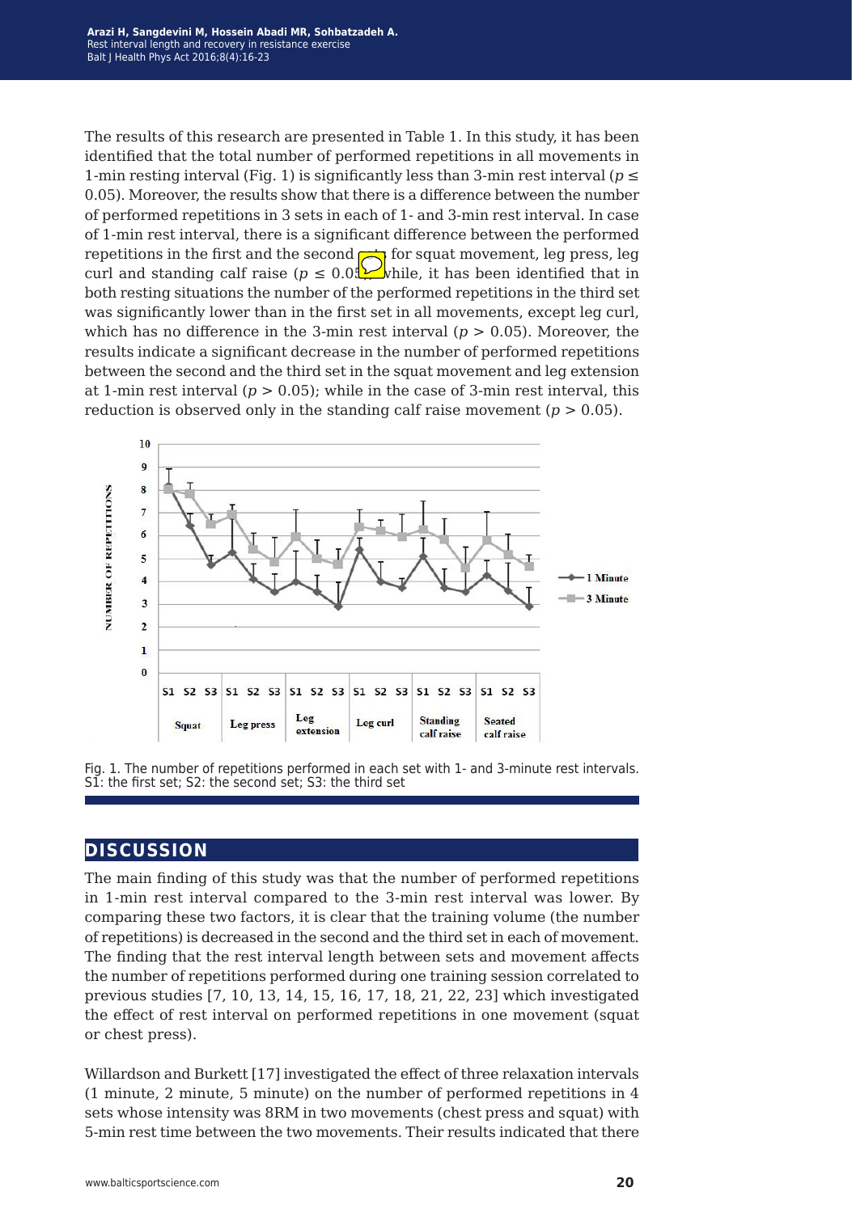The results of this research are presented in Table 1. In this study, it has been identified that the total number of performed repetitions in all movements in 1-min resting interval (Fig. 1) is significantly less than 3-min rest interval ($p \leq 0.05$). Moreover, the results show that there is a difference between the number of performed repetitions in 3 sets in each of 1- and 3-min rest interval. In case of 1-min rest interval, there is a significant difference between the performed repetitions in the first and the second sets for squat movement, leg press, leg curl and standing calf raise ($p \leq 0.05$), while, it has been identified that in both resting situations the number of the performed repetitions in the third set was significantly lower than in the first set in all movements, except leg curl, which has no difference in the 3-min rest interval ($p > 0.05$). Moreover, the results indicate a significant decrease in the number of performed repetitions between the second and the third set in the squat movement and leg extension at 1-min rest interval ($p > 0.05$); while in the case of 3-min rest interval, this reduction is observed only in the standing calf raise movement ($p > 0.05$).

Fig. 1. The number of repetitions performed in each set with 1- and 3-minute rest intervals. S1: the first set; S2: the second set; S3: the third set

## DISCUSSION

The main finding of this study was that the number of performed repetitions in 1-min rest interval compared to the 3-min rest interval was lower. By comparing these two factors, it is clear that the training volume (the number of repetitions) is decreased in the second and the third set in each of movement. The finding that the rest interval length between sets and movement affects the number of repetitions performed during one training session correlated to previous studies [7, 10, 13, 14, 15, 16, 17, 18, 21, 22, 23] which investigated the effect of rest interval on performed repetitions in one movement (squat or chest press).

Willardson and Burkett [17] investigated the effect of three relaxation intervals (1 minute, 2 minute, 5 minute) on the number of performed repetitions in 4 sets whose intensity was 8RM in two movements (chest press and squat) with 5-min rest time between the two movements. Their results indicated that there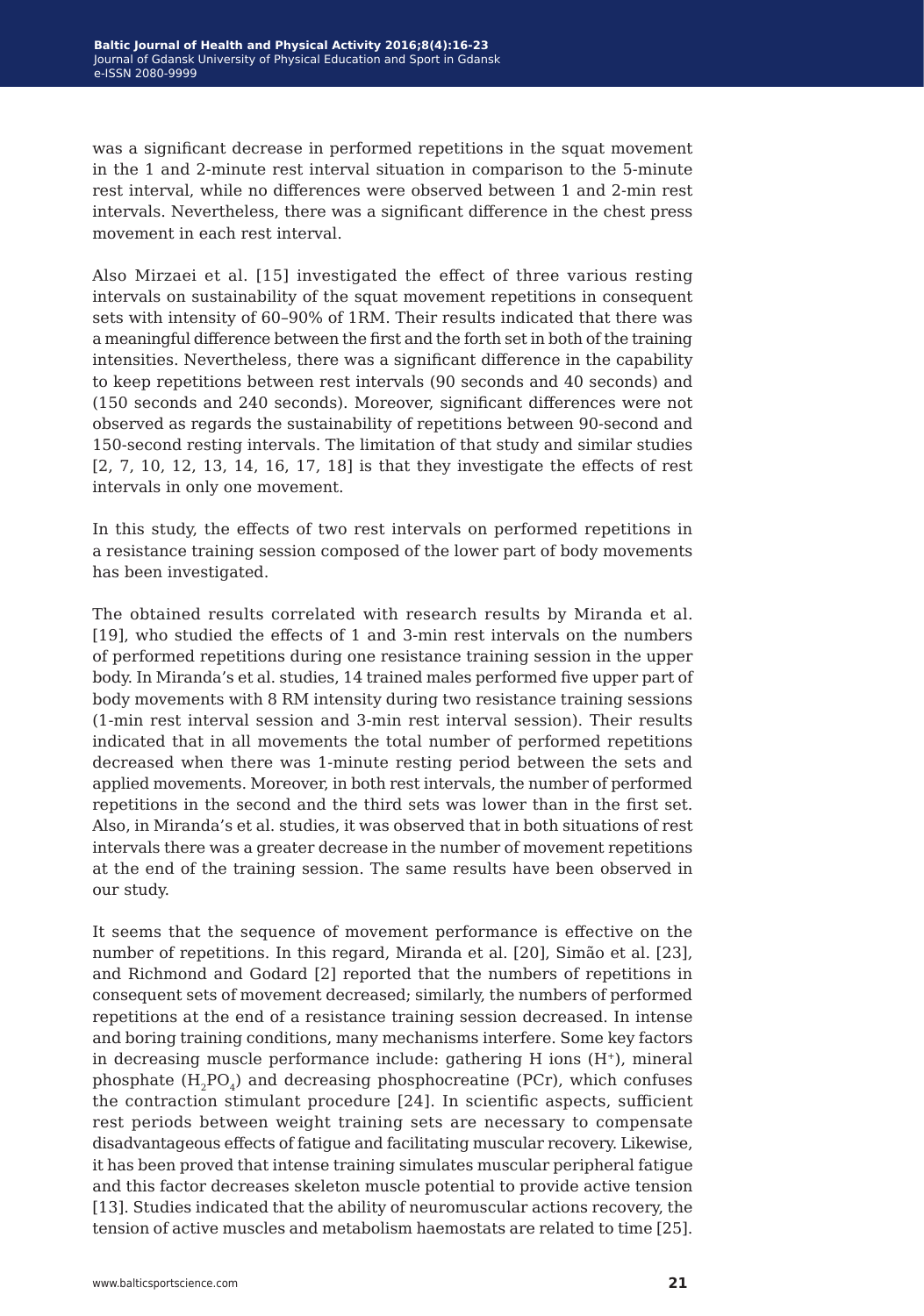was a significant decrease in performed repetitions in the squat movement in the 1 and 2-minute rest interval situation in comparison to the 5-minute rest interval, while no differences were observed between 1 and 2-min rest intervals. Nevertheless, there was a significant difference in the chest press movement in each rest interval.

Also Mirzaei et al. [15] investigated the effect of three various resting intervals on sustainability of the squat movement repetitions in consequent sets with intensity of 60–90% of 1RM. Their results indicated that there was a meaningful difference between the first and the forth set in both of the training intensities. Nevertheless, there was a significant difference in the capability to keep repetitions between rest intervals (90 seconds and 40 seconds) and (150 seconds and 240 seconds). Moreover, significant differences were not observed as regards the sustainability of repetitions between 90-second and 150-second resting intervals. The limitation of that study and similar studies [2, 7, 10, 12, 13, 14, 16, 17, 18] is that they investigate the effects of rest intervals in only one movement.

In this study, the effects of two rest intervals on performed repetitions in a resistance training session composed of the lower part of body movements has been investigated.

The obtained results correlated with research results by Miranda et al. [19], who studied the effects of 1 and 3-min rest intervals on the numbers of performed repetitions during one resistance training session in the upper body. In Miranda's et al. studies, 14 trained males performed five upper part of body movements with 8 RM intensity during two resistance training sessions (1-min rest interval session and 3-min rest interval session). Their results indicated that in all movements the total number of performed repetitions decreased when there was 1-minute resting period between the sets and applied movements. Moreover, in both rest intervals, the number of performed repetitions in the second and the third sets was lower than in the first set. Also, in Miranda's et al. studies, it was observed that in both situations of rest intervals there was a greater decrease in the number of movement repetitions at the end of the training session. The same results have been observed in our study.

It seems that the sequence of movement performance is effective on the number of repetitions. In this regard, Miranda et al. [20], Simão et al. [23], and Richmond and Godard [2] reported that the numbers of repetitions in consequent sets of movement decreased; similarly, the numbers of performed repetitions at the end of a resistance training session decreased. In intense and boring training conditions, many mechanisms interfere. Some key factors in decreasing muscle performance include: gathering H ions ($H^+$), mineral phosphate ($H_2PO_4$) and decreasing phosphocreatine (PCr), which confuses the contraction stimulant procedure [24]. In scientific aspects, sufficient rest periods between weight training sets are necessary to compensate disadvantageous effects of fatigue and facilitating muscular recovery. Likewise, it has been proved that intense training simulates muscular peripheral fatigue and this factor decreases skeleton muscle potential to provide active tension [13]. Studies indicated that the ability of neuromuscular actions recovery, the tension of active muscles and metabolism haemostats are related to time [25].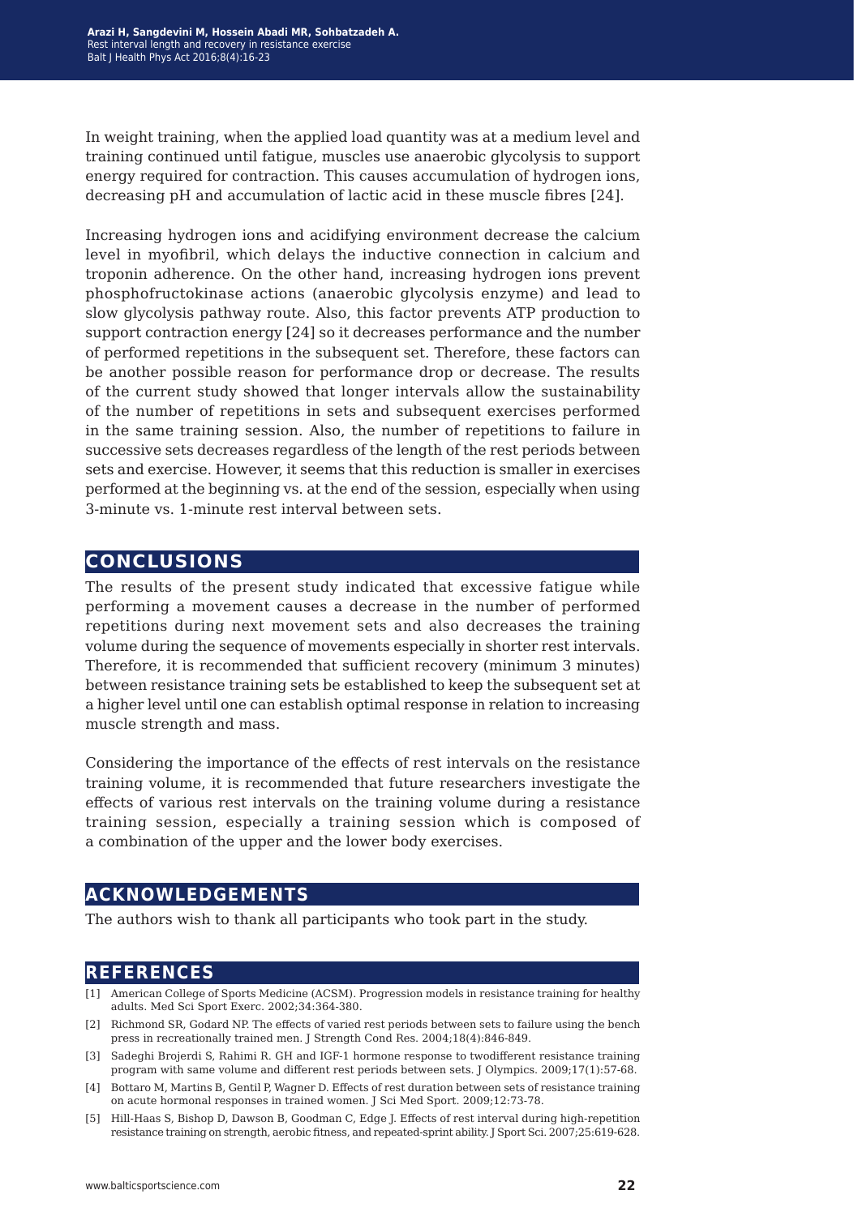In weight training, when the applied load quantity was at a medium level and training continued until fatigue, muscles use anaerobic glycolysis to support energy required for contraction. This causes accumulation of hydrogen ions, decreasing pH and accumulation of lactic acid in these muscle fibres [24].

Increasing hydrogen ions and acidifying environment decrease the calcium level in myofibril, which delays the inductive connection in calcium and troponin adherence. On the other hand, increasing hydrogen ions prevent phosphofructokinase actions (anaerobic glycolysis enzyme) and lead to slow glycolysis pathway route. Also, this factor prevents ATP production to support contraction energy [24] so it decreases performance and the number of performed repetitions in the subsequent set. Therefore, these factors can be another possible reason for performance drop or decrease. The results of the current study showed that longer intervals allow the sustainability of the number of repetitions in sets and subsequent exercises performed in the same training session. Also, the number of repetitions to failure in successive sets decreases regardless of the length of the rest periods between sets and exercise. However, it seems that this reduction is smaller in exercises performed at the beginning vs. at the end of the session, especially when using 3-minute vs. 1-minute rest interval between sets.

## CONCLUSIONS

The results of the present study indicated that excessive fatigue while performing a movement causes a decrease in the number of performed repetitions during next movement sets and also decreases the training volume during the sequence of movements especially in shorter rest intervals. Therefore, it is recommended that sufficient recovery (minimum 3 minutes) between resistance training sets be established to keep the subsequent set at a higher level until one can establish optimal response in relation to increasing muscle strength and mass.

Considering the importance of the effects of rest intervals on the resistance training volume, it is recommended that future researchers investigate the effects of various rest intervals on the training volume during a resistance training session, especially a training session which is composed of a combination of the upper and the lower body exercises.

## ACKNOWLEDGEMENTS

The authors wish to thank all participants who took part in the study.

## REFERENCES

[1] American College of Sports Medicine (ACSM). Progression models in resistance training for healthy adults. Med Sci Sport Exerc. 2002;34:364-380.

[2] Richmond SR, Godard NP. The effects of varied rest periods between sets to failure using the bench press in recreationally trained men. J Strength Cond Res. 2004;18(4):846-849.

[3] Sadeghi Brojerdi S, Rahimi R. GH and IGF-1 hormone response to twodifferent resistance training program with same volume and different rest periods between sets. J Olympics. 2009;17(1):57-68.

[4] Bottaro M, Martins B, Gentil P, Wagner D. Effects of rest duration between sets of resistance training on acute hormonal responses in trained women. J Sci Med Sport. 2009;12:73-78.

[5] Hill-Haas S, Bishop D, Dawson B, Goodman C, Edge J. Effects of rest interval during high-repetition resistance training on strength, aerobic fitness, and repeated-sprint ability. J Sport Sci. 2007;25:619-628.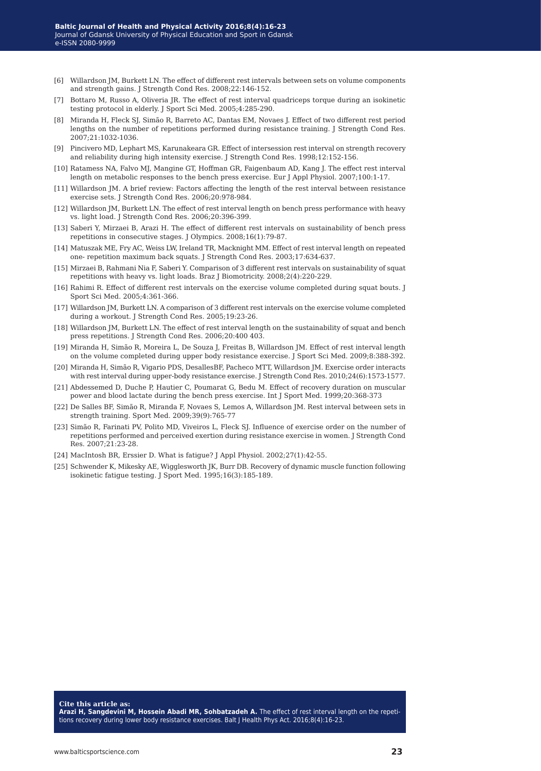[6] Willardson JM, Burkett LN. The effect of different rest intervals between sets on volume components and strength gains. J Strength Cond Res. 2008;22:146-152.

[7] Bottaro M, Russo A, Oliveria JR. The effect of rest interval quadriceps torque during an isokinetic testing protocol in elderly. J Sport Sci Med. 2005;4:285-290.

[8] Miranda H, Fleck SJ, Simão R, Barreto AC, Dantas EM, Novaes J. Effect of two different rest period lengths on the number of repetitions performed during resistance training. J Strength Cond Res. 2007;21:1032-1036.

[9] Pincivero MD, Lephart MS, Karunakeara GR. Effect of intersession rest interval on strength recovery and reliability during high intensity exercise. J Strength Cond Res. 1998;12:152-156.

[10] Ratamess NA, Falvo MJ, Mangine GT, Hoffman GR, Faigenbaum AD, Kang J. The effect rest interval length on metabolic responses to the bench press exercise. Eur J Appl Physiol. 2007;100:1-17.

[11] Willardson JM. A brief review: Factors affecting the length of the rest interval between resistance exercise sets. J Strength Cond Res. 2006;20:978-984.

[12] Willardson JM, Burkett LN. The effect of rest interval length on bench press performance with heavy vs. light load. J Strength Cond Res. 2006;20:396-399.

[13] Saberi Y, Mirzaei B, Arazi H. The effect of different rest intervals on sustainability of bench press repetitions in consecutive stages. J Olympics. 2008;16(1):79-87.

[14] Matuszak ME, Fry AC, Weiss LW, Ireland TR, Macknight MM. Effect of rest interval length on repeated one- repetition maximum back squats. J Strength Cond Res. 2003;17:634-637.

[15] Mirzaei B, Rahmani Nia F, Saberi Y. Comparison of 3 different rest intervals on sustainability of squat repetitions with heavy vs. light loads. Braz J Biomotricity. 2008;2(4):220-229.

[16] Rahimi R. Effect of different rest intervals on the exercise volume completed during squat bouts. J Sport Sci Med. 2005;4:361-366.

[17] Willardson JM, Burkett LN. A comparison of 3 different rest intervals on the exercise volume completed during a workout. J Strength Cond Res. 2005;19:23-26.

[18] Willardson JM, Burkett LN. The effect of rest interval length on the sustainability of squat and bench press repetitions. J Strength Cond Res. 2006;20:400 403.

[19] Miranda H, Simão R, Moreira L, De Souza J, Freitas B, Willardson JM. Effect of rest interval length on the volume completed during upper body resistance exercise. J Sport Sci Med. 2009;8:388-392.

[20] Miranda H, Simão R, Vigario PDS, DesallesBF, Pacheco MTT, Willardson JM. Exercise order interacts with rest interval during upper-body resistance exercise. J Strength Cond Res. 2010;24(6):1573-1577.

[21] Abdessemed D, Duche P, Hautier C, Poumarat G, Bedu M. Effect of recovery duration on muscular power and blood lactate during the bench press exercise. Int J Sport Med. 1999;20:368-373

[22] De Salles BF, Simão R, Miranda F, Novaes S, Lemos A, Willardson JM. Rest interval between sets in strength training. Sport Med. 2009;39(9):765-77

[23] Simão R, Farinati PV, Polito MD, Viveiros L, Fleck SJ. Influence of exercise order on the number of repetitions performed and perceived exertion during resistance exercise in women. J Strength Cond Res. 2007;21:23-28.

[24] MacIntosh BR, Erssier D. What is fatigue? J Appl Physiol. 2002;27(1):42-55.

[25] Schwender K, Mikesky AE, Wigglesworth JK, Burr DB. Recovery of dynamic muscle function following isokinetic fatigue testing. J Sport Med. 1995;16(3):185-189.

**Cite this article as:**
**Arazi H, Sangdevini M, Hossein Abadi MR, Sohbatzadeh A.** The effect of rest interval length on the repetitions recovery during lower body resistance exercises. Balt J Health Phys Act. 2016;8(4):16-23.